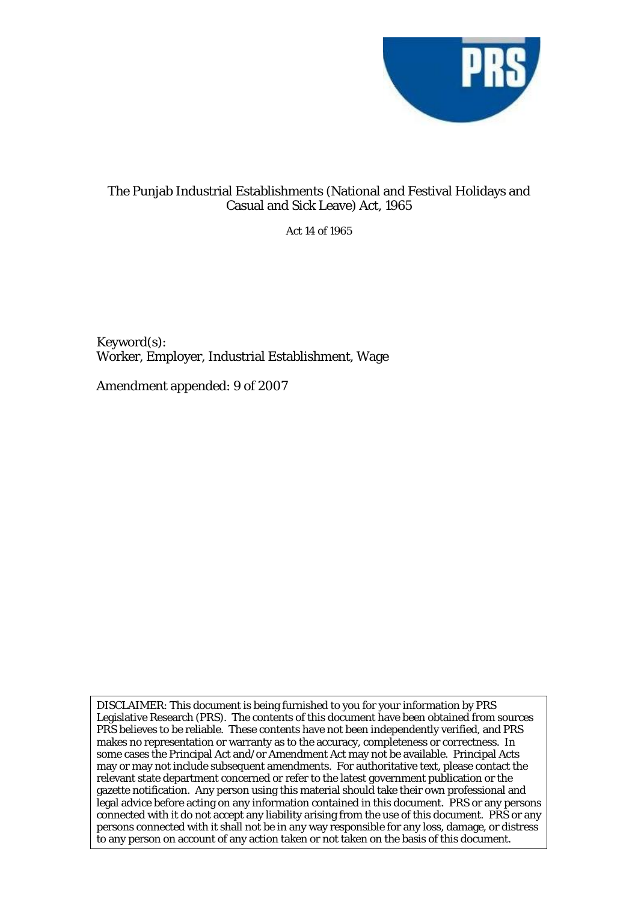# The Punjab Industrial Establishments (National and Festival Holidays and Casual and Sick Leave) Act, 1965

Act 14 of 1965

Keyword(s):
Worker, Employer, Industrial Establishment, Wage

Amendment appended: 9 of 2007

DISCLAIMER: This document is being furnished to you for your information by PRS Legislative Research (PRS). The contents of this document have been obtained from sources PRS believes to be reliable. These contents have not been independently verified, and PRS makes no representation or warranty as to the accuracy, completeness or correctness. In some cases the Principal Act and/or Amendment Act may not be available. Principal Acts may or may not include subsequent amendments. For authoritative text, please contact the relevant state department concerned or refer to the latest government publication or the gazette notification. Any person using this material should take their own professional and legal advice before acting on any information contained in this document. PRS or any persons connected with it do not accept any liability arising from the use of this document. PRS or any persons connected with it shall not be in any way responsible for any loss, damage, or distress to any person on account of any action taken or not taken on the basis of this document.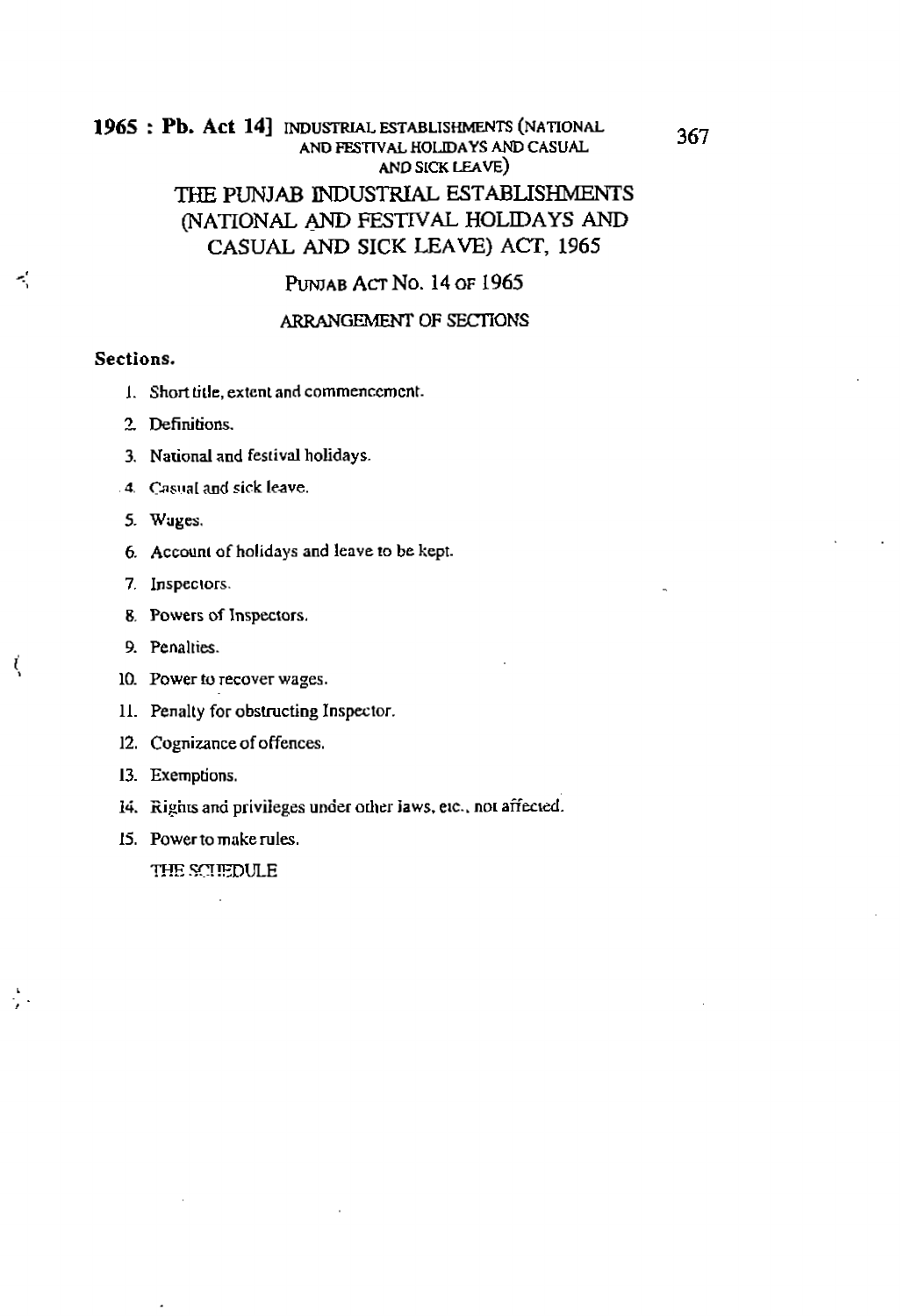# THE PUNJAB INDUSTRIAL ESTABLISHMENTS (NATIONAL AND FESTIVAL HOLIDAYS AND CASUAL AND SICK LEAVE) ACT, 1965

## PUNJAB ACT NO. 14 OF 1965

### ARRANGEMENT OF SECTIONS

**Sections.**

1. Short title, extent and commencement.
2. Definitions.
3. National and festival holidays.
4. Casual and sick leave.
5. Wages.
6. Account of holidays and leave to be kept.
7. Inspectors.
8. Powers of Inspectors.
9. Penalties.
10. Power to recover wages.
11. Penalty for obstructing Inspector.
12. Cognizance of offences.
13. Exemptions.
14. Rights and privileges under other laws, etc., not affected.
15. Power to make rules.

THE SCHEDULE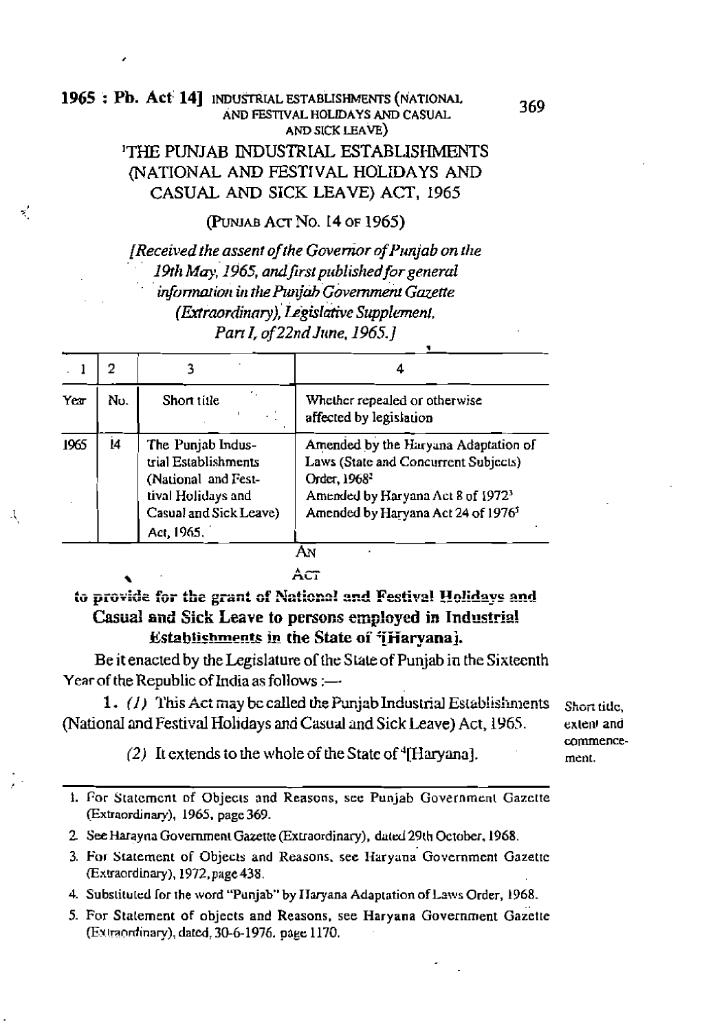# [1]THE PUNJAB INDUSTRIAL ESTABLISHMENTS (NATIONAL AND FESTIVAL HOLIDAYS AND CASUAL AND SICK LEAVE) ACT, 1965

(PUNJAB ACT NO. 14 OF 1965)

*[Received the assent of the Governor of Punjab on the 19th May, 1965, and first published for general information in the Punjab Government Gazette (Extraordinary), Legislative Supplement, Part I, of 22nd June, 1965.]*

| 1 | 2 | 3 | 4 |
|---|---|---|---|
| Year | No. | Short title | Whether repealed or otherwise affected by legislation |
| 1965 | 14 | The Punjab Industrial Establishments (National and Festival Holidays and Casual and Sick Leave) Act, 1965. | Amended by the Haryana Adaptation of Laws (State and Concurrent Subjects) Order, 1968[2] Amended by Haryana Act 8 of 1972[3] Amended by Haryana Act 24 of 1976[5] |

AN

ACT

**to provide for the grant of National and Festival Holidays and Casual and Sick Leave to persons employed in Industrial Establishments in the State of [4][Haryana].**

Be it enacted by the Legislature of the State of Punjab in the Sixteenth Year of the Republic of India as follows :—

*Short title, extent and commencement.*

1. *(1)* This Act may be called the Punjab Industrial Establishments (National and Festival Holidays and Casual and Sick Leave) Act, 1965.

*(2)* It extends to the whole of the State of [4][Haryana].

---

1. For Statement of Objects and Reasons, see Punjab Government Gazette (Extraordinary), 1965, page 369.
2. See Harayna Government Gazette (Extraordinary), dated 29th October, 1968.
3. For Statement of Objects and Reasons, see Haryana Government Gazette (Extraordinary), 1972, page 438.
4. Substituted for the word "Punjab" by Haryana Adaptation of Laws Order, 1968.
5. For Statement of objects and Reasons, see Haryana Government Gazette (Extraordinary), dated, 30-6-1976, page 1170.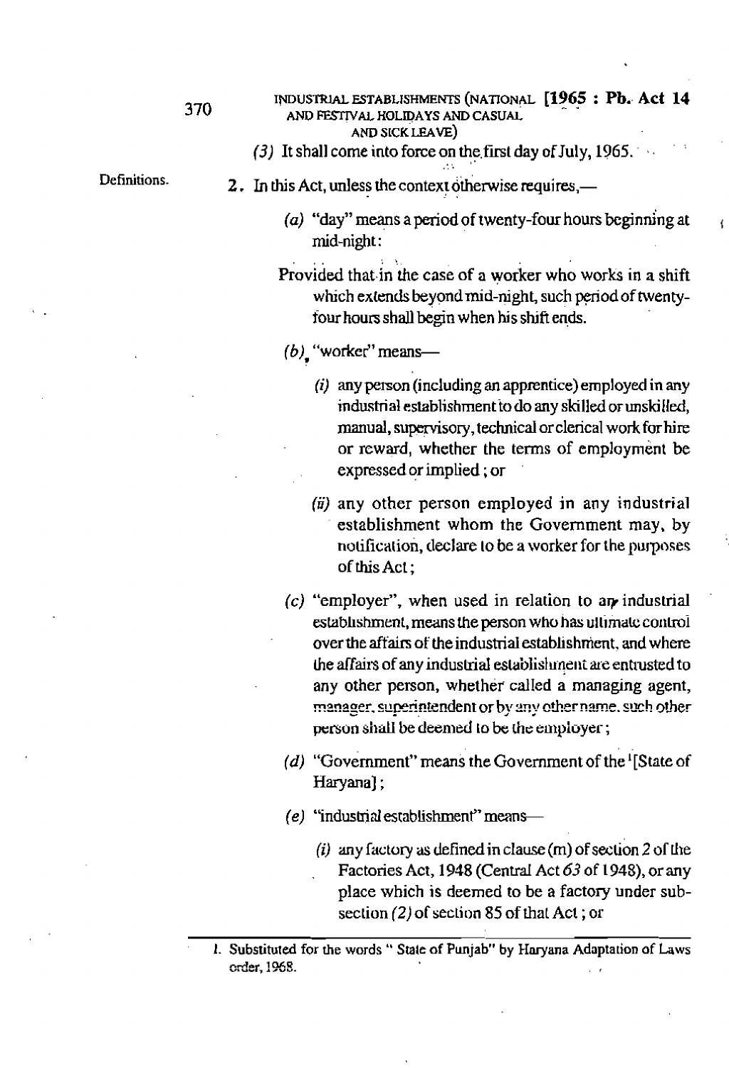(3) It shall come into force on the first day of July, 1965.

Definitions.

2. In this Act, unless the context otherwise requires,—

(a) "day" means a period of twenty-four hours beginning at mid-night:

Provided that in the case of a worker who works in a shift which extends beyond mid-night, such period of twenty-four hours shall begin when his shift ends.

(b) "worker" means—

(i) any person (including an apprentice) employed in any industrial establishment to do any skilled or unskilled, manual, supervisory, technical or clerical work for hire or reward, whether the terms of employment be expressed or implied ; or

(ii) any other person employed in any industrial establishment whom the Government may, by notification, declare to be a worker for the purposes of this Act ;

(c) "employer", when used in relation to any industrial establishment, means the person who has ultimate control over the affairs of the industrial establishment, and where the affairs of any industrial establishment are entrusted to any other person, whether called a managing agent, manager, superintendent or by any other name, such other person shall be deemed to be the employer ;

(d) "Government" means the Government of the [1][State of Haryana] ;

(e) "industrial establishment" means—

(i) any factory as defined in clause (m) of section 2 of the Factories Act, 1948 (Central Act *63* of 1948), or any place which is deemed to be a factory under sub-section *(2)* of section 85 of that Act ; or

---

1. Substituted for the words " State of Punjab" by Haryana Adaptation of Laws order, 1968.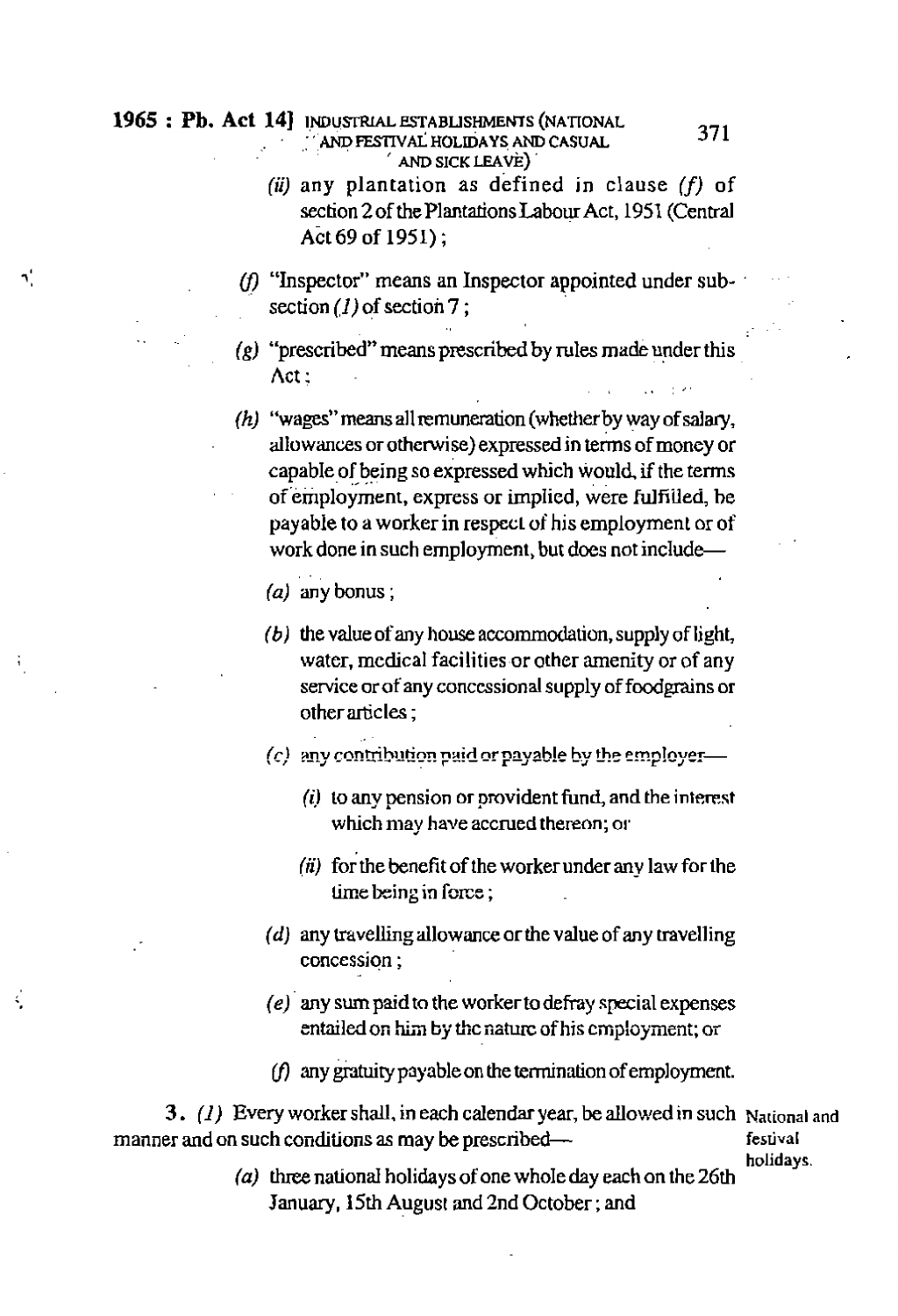(ii) any plantation as defined in clause *(f)* of section 2 of the Plantations Labour Act, 1951 (Central Act 69 of 1951);

*(f)* "Inspector" means an Inspector appointed under sub-section *(1)* of section 7;

*(g)* "prescribed" means prescribed by rules made under this Act;

*(h)* "wages" means all remuneration (whether by way of salary, allowances or otherwise) expressed in terms of money or capable of being so expressed which would, if the terms of employment, express or implied, were fulfilled, be payable to a worker in respect of his employment or of work done in such employment, but does not include—

*(a)* any bonus;

*(b)* the value of any house accommodation, supply of light, water, medical facilities or other amenity or of any service or of any concessional supply of foodgrains or other articles;

*(c)* any contribution paid or payable by the employer—

*(i)* to any pension or provident fund, and the interest which may have accrued thereon; or

*(ii)* for the benefit of the worker under any law for the time being in force;

*(d)* any travelling allowance or the value of any travelling concession;

*(e)* any sum paid to the worker to defray special expenses entailed on him by the nature of his employment; or

*(f)* any gratuity payable on the termination of employment.

**National and festival holidays.**

**3.** *(1)* Every worker shall, in each calendar year, be allowed in such manner and on such conditions as may be prescribed—

*(a)* three national holidays of one whole day each on the 26th January, 15th August and 2nd October; and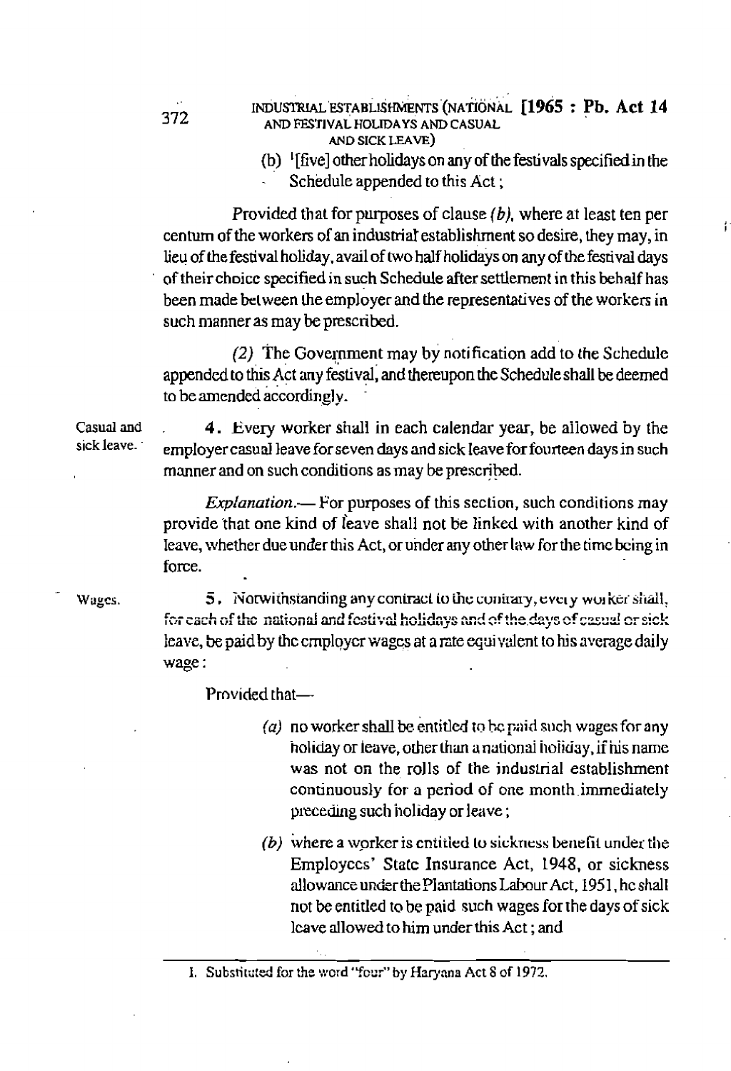(b) [1][five] other holidays on any of the festivals specified in the Schedule appended to this Act ;

Provided that for purposes of clause *(b)*, where at least ten per centum of the workers of an industrial establishment so desire, they may, in lieu of the festival holiday, avail of two half holidays on any of the festival days of their choice specified in such Schedule after settlement in this behalf has been made between the employer and the representatives of the workers in such manner as may be prescribed.

*(2)* The Government may by notification add to the Schedule appended to this Act any festival, and thereupon the Schedule shall be deemed to be amended accordingly.

Casual and sick leave.

**4.** Every worker shall in each calendar year, be allowed by the employer casual leave for seven days and sick leave for fourteen days in such manner and on such conditions as may be prescribed.

*Explanation.*— For purposes of this section, such conditions may provide that one kind of leave shall not be linked with another kind of leave, whether due under this Act, or under any other law for the time being in force.

Wages.

**5.** Notwithstanding any contract to the contrary, every worker shall, for each of the national and festival holidays and of the days of casual or sick leave, be paid by the employer wages at a rate equivalent to his average daily wage :

Provided that—

*(a)* no worker shall be entitled to be paid such wages for any holiday or leave, other than a national holiday, if his name was not on the rolls of the industrial establishment continuously for a period of one month immediately preceding such holiday or leave ;

*(b)* where a worker is entitled to sickness benefit under the Employees' State Insurance Act, 1948, or sickness allowance under the Plantations Labour Act, 1951, he shall not be entitled to be paid such wages for the days of sick leave allowed to him under this Act ; and

---

1. Substituted for the word "four" by Haryana Act 8 of 1972.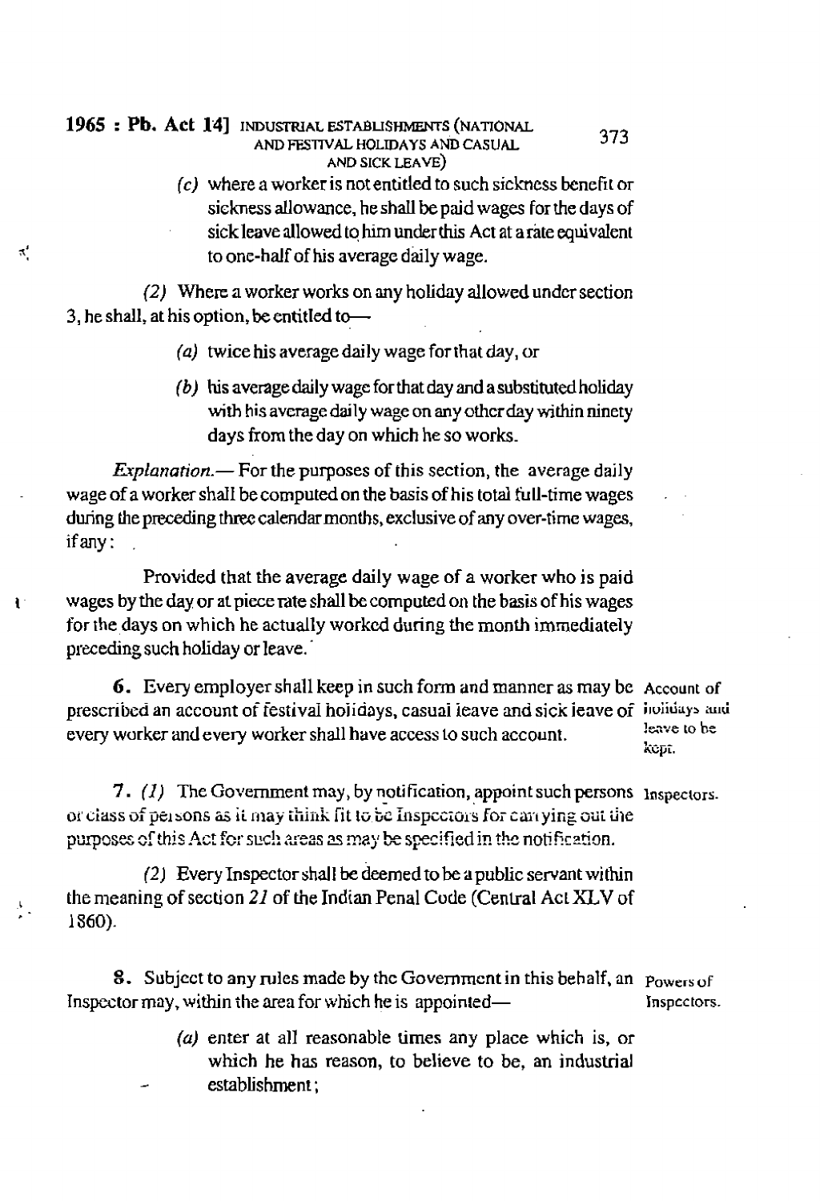(c) where a worker is not entitled to such sickness benefit or sickness allowance, he shall be paid wages for the days of sick leave allowed to him under this Act at a rate equivalent to one-half of his average daily wage.

(2) Where a worker works on any holiday allowed under section 3, he shall, at his option, be entitled to—

(a) twice his average daily wage for that day, or

(b) his average daily wage for that day and a substituted holiday with his average daily wage on any other day within ninety days from the day on which he so works.

*Explanation.*— For the purposes of this section, the average daily wage of a worker shall be computed on the basis of his total full-time wages during the preceding three calendar months, exclusive of any over-time wages, if any :

Provided that the average daily wage of a worker who is paid wages by the day or at piece rate shall be computed on the basis of his wages for the days on which he actually worked during the month immediately preceding such holiday or leave.

**Account of holidays and leave to be kept.**

**6.** Every employer shall keep in such form and manner as may be prescribed an account of festival holidays, casual leave and sick leave of every worker and every worker shall have access to such account.

**Inspectors.**

**7.** (1) The Government may, by notification, appoint such persons or class of persons as it may think fit to be Inspectors for carrying out the purposes of this Act for such areas as may be specified in the notification.

(2) Every Inspector shall be deemed to be a public servant within the meaning of section 21 of the Indian Penal Code (Central Act XLV of 1860).

**Powers of Inspectors.**

**8.** Subject to any rules made by the Government in this behalf, an Inspector may, within the area for which he is appointed—

(a) enter at all reasonable times any place which is, or which he has reason, to believe to be, an industrial establishment ;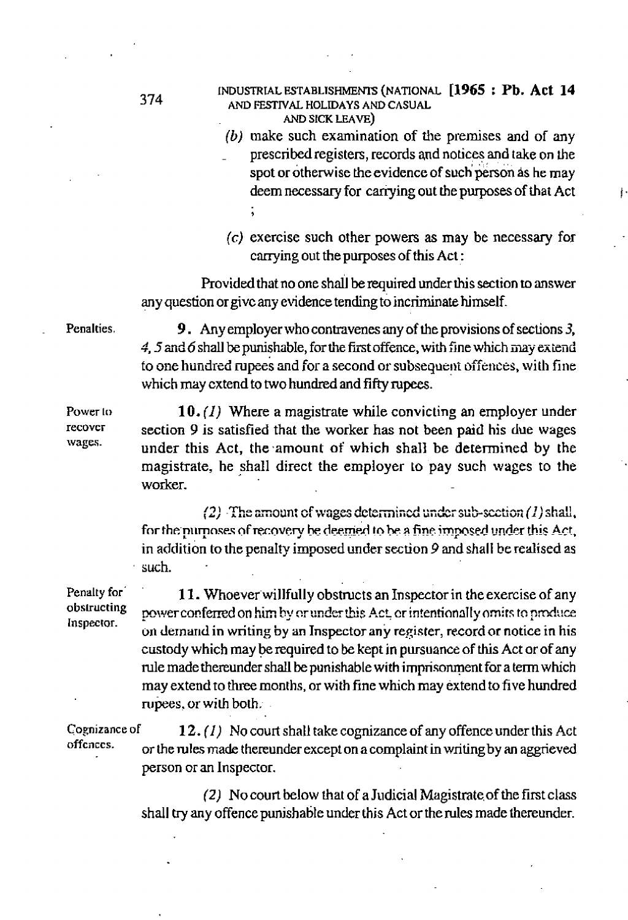(b) make such examination of the premises and of any prescribed registers, records and notices and take on the spot or otherwise the evidence of such person as he may deem necessary for carrying out the purposes of that Act ;

(c) exercise such other powers as may be necessary for carrying out the purposes of this Act :

Provided that no one shall be required under this section to answer any question or give any evidence tending to incriminate himself.

**Penalties.**

**9.** Any employer who contravenes any of the provisions of sections *3*, *4*, *5* and *6* shall be punishable, for the first offence, with fine which may extend to one hundred rupees and for a second or subsequent offences, with fine which may extend to two hundred and fifty rupees.

**Power to recover wages.**

**10.** *(1)* Where a magistrate while convicting an employer under section 9 is satisfied that the worker has not been paid his due wages under this Act, the amount of which shall be determined by the magistrate, he shall direct the employer to pay such wages to the worker.

*(2)* The amount of wages determined under sub-section *(1)* shall, for the purposes of recovery be deemed to be a fine imposed under this Act, in addition to the penalty imposed under section *9* and shall be realised as such.

**Penalty for obstructing Inspector.**

**11.** Whoever willfully obstructs an Inspector in the exercise of any power conferred on him by or under this Act, or intentionally omits to produce on demand in writing by an Inspector any register, record or notice in his custody which may be required to be kept in pursuance of this Act or of any rule made thereunder shall be punishable with imprisonment for a term which may extend to three months, or with fine which may extend to five hundred rupees, or with both.

**Cognizance of offences.**

**12.** *(1)* No court shall take cognizance of any offence under this Act or the rules made thereunder except on a complaint in writing by an aggrieved person or an Inspector.

*(2)* No court below that of a Judicial Magistrate of the first class shall try any offence punishable under this Act or the rules made thereunder.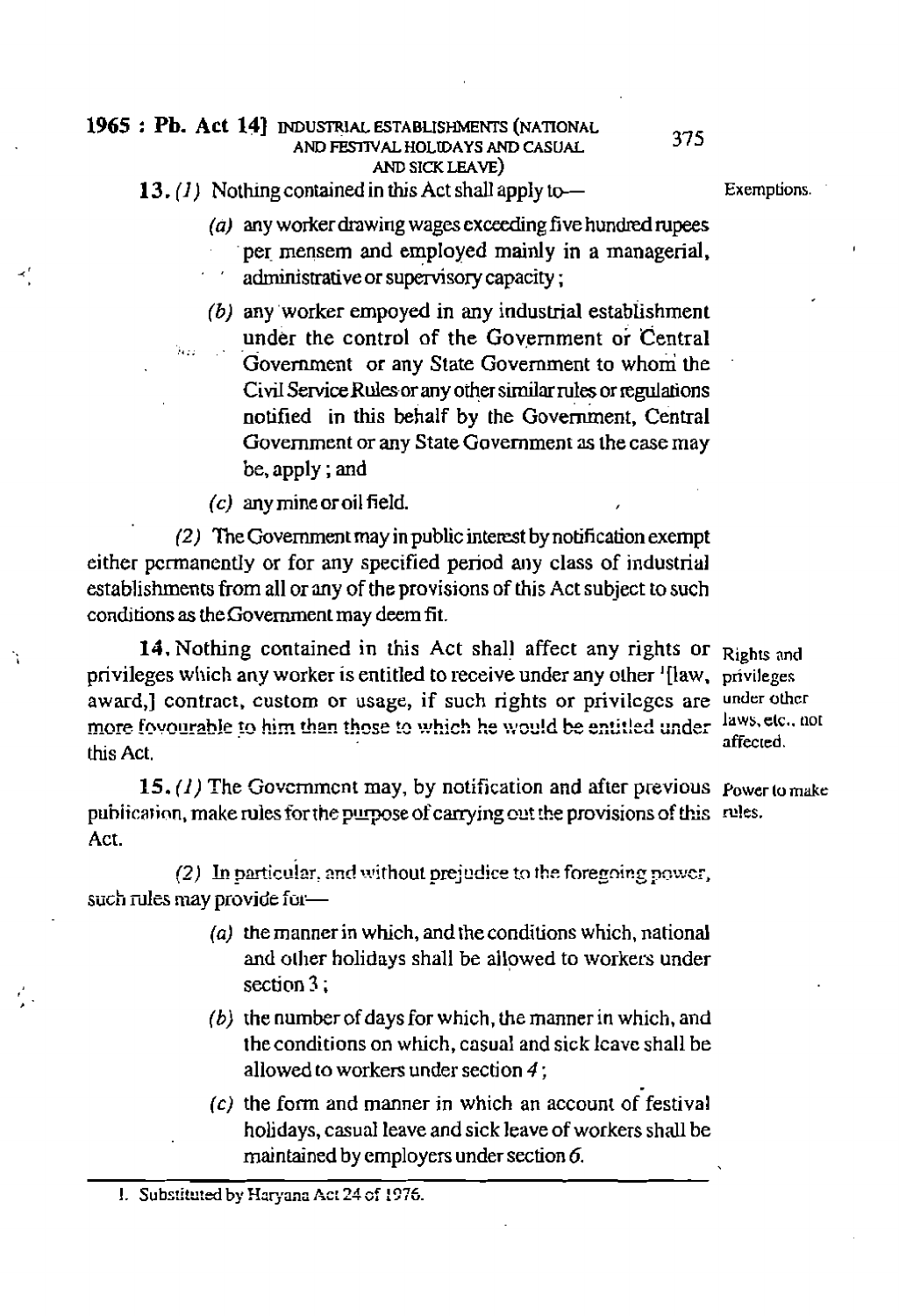**13.** *(1)* Nothing contained in this Act shall apply to— **Exemptions.**

*(a)* any worker drawing wages exceeding five hundred rupees per mensem and employed mainly in a managerial, administrative or supervisory capacity;

*(b)* any worker empoyed in any industrial establishment under the control of the Government or Central Government or any State Government to whom the Civil Service Rules or any other similar rules or regulations notified in this behalf by the Government, Central Government or any State Government as the case may be, apply; and

*(c)* any mine or oil field.

*(2)* The Government may in public interest by notification exempt either permanently or for any specified period any class of industrial establishments from all or any of the provisions of this Act subject to such conditions as the Government may deem fit.

**14.** Nothing contained in this Act shall affect any rights or privileges which any worker is entitled to receive under any other [1][law, award,] contract, custom or usage, if such rights or privileges are more fovourable to him than those to which he would be entitled under this Act. **Rights and privileges under other laws, etc., not affected.**

**15.** *(1)* The Government may, by notification and after previous publication, make rules for the purpose of carrying out the provisions of this Act. **Power to make rules.**

*(2)* In particular, and without prejudice to the foregoing power, such rules may provide for—

*(a)* the manner in which, and the conditions which, national and other holidays shall be allowed to workers under section 3;

*(b)* the number of days for which, the manner in which, and the conditions on which, casual and sick leave shall be allowed to workers under section *4*;

*(c)* the form and manner in which an account of festival holidays, casual leave and sick leave of workers shall be maintained by employers under section *6*.

---

1. Substituted by Haryana Act 24 of 1976.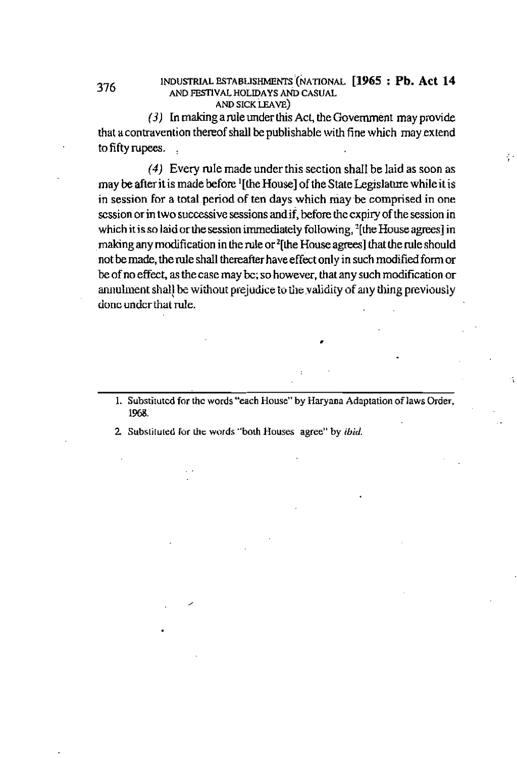(3) In making a rule under this Act, the Government may provide that a contravention thereof shall be publishable with fine which may extend to fifty rupees.

(4) Every rule made under this section shall be laid as soon as may be after it is made before [1][the House] of the State Legislature while it is in session for a total period of ten days which may be comprised in one session or in two successive sessions and if, before the expiry of the session in which it is so laid or the session immediately following, [2][the House agrees] in making any modification in the rule or [2][the House agrees] that the rule should not be made, the rule shall thereafter have effect only in such modified form or be of no effect, as the case may be; so however, that any such modification or annulment shall be without prejudice to the validity of any thing previously done under that rule.

---

1. Substituted for the words "each House" by Haryana Adaptation of laws Order, 1968.

2. Substituted for the words "both Houses agree" by *ibid.*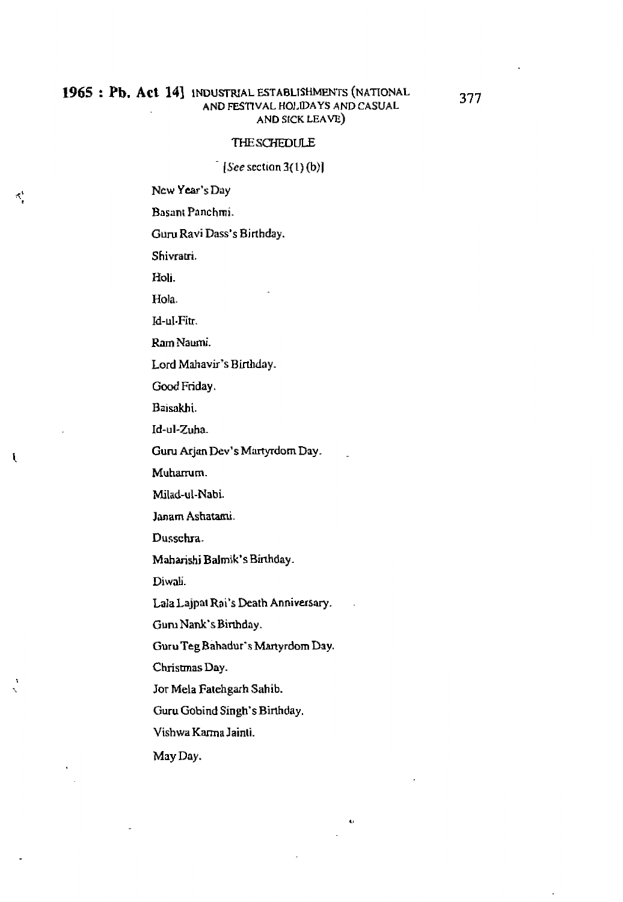## THE SCHEDULE

*[See* section 3(1) (b)]

New Year's Day

Basant Panchmi.

Guru Ravi Dass's Birthday.

Shivratri.

Holi.

Hola.

Id-ul-Fitr.

Ram Naumi.

Lord Mahavir's Birthday.

Good Friday.

Baisakhi.

Id-ul-Zuha.

Guru Arjan Dev's Martyrdom Day.

Muharrum.

Milad-ul-Nabi.

Janam Ashatami.

Dussehra.

Maharishi Balmik's Birthday.

Diwali.

Lala Lajpat Rai's Death Anniversary.

Guru Nank's Birthday.

Guru Teg Bahadur's Martyrdom Day.

Christmas Day.

Jor Mela Fatehgarh Sahib.

Guru Gobind Singh's Birthday.

Vishwa Karma Jainti.

May Day.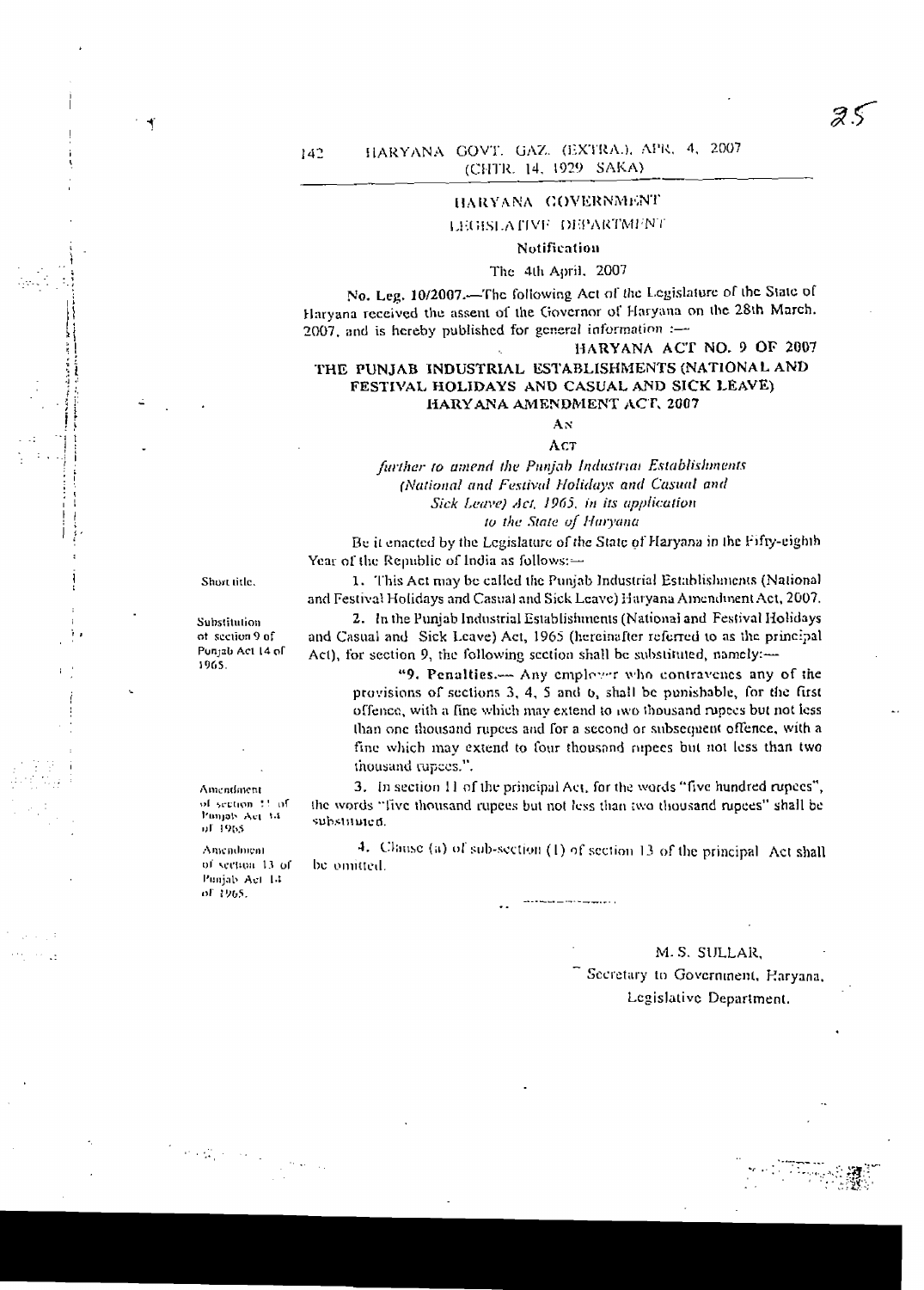## HARYANA GOVERNMENT

### LEGISLATIVE DEPARTMENT

#### Notification

The 4th April, 2007

No. Leg. 10/2007.—The following Act of the Legislature of the State of Haryana received the assent of the Governor of Haryana on the 28th March, 2007, and is hereby published for general information :—

**HARYANA ACT NO. 9 OF 2007**

**THE PUNJAB INDUSTRIAL ESTABLISHMENTS (NATIONAL AND FESTIVAL HOLIDAYS AND CASUAL AND SICK LEAVE) HARYANA AMENDMENT ACT, 2007**

AN

ACT

*further to amend the Punjab Industrial Establishments (National and Festival Holidays and Casual and Sick Leave) Act, 1965, in its application to the State of Haryana*

Be it enacted by the Legislature of the State of Haryana in the Fifty-eighth Year of the Republic of India as follows:—

Short title.

1. This Act may be called the Punjab Industrial Establishments (National and Festival Holidays and Casual and Sick Leave) Haryana Amendment Act, 2007.

Substitution of section 9 of Punjab Act 14 of 1965.

2. In the Punjab Industrial Establishments (National and Festival Holidays and Casual and Sick Leave) Act, 1965 (hereinafter referred to as the principal Act), for section 9, the following section shall be substituted, namely:—

> "9. Penalties.— Any employer who contravenes any of the provisions of sections 3, 4, 5 and 6, shall be punishable, for the first offence, with a fine which may extend to two thousand rupees but not less than one thousand rupees and for a second or subsequent offence, with a fine which may extend to four thousand rupees but not less than two thousand rupees.".

Amendment of section 11 of Punjab Act 14 of 1965.

3. In section 11 of the principal Act, for the words "five hundred rupees", the words "five thousand rupees but not less than two thousand rupees" shall be substituted.

Amendment of section 13 of Punjab Act 14 of 1965.

4. Clause (a) of sub-section (1) of section 13 of the principal Act shall be omitted.

M. S. SULLAR,
Secretary to Government, Haryana,
Legislative Department.